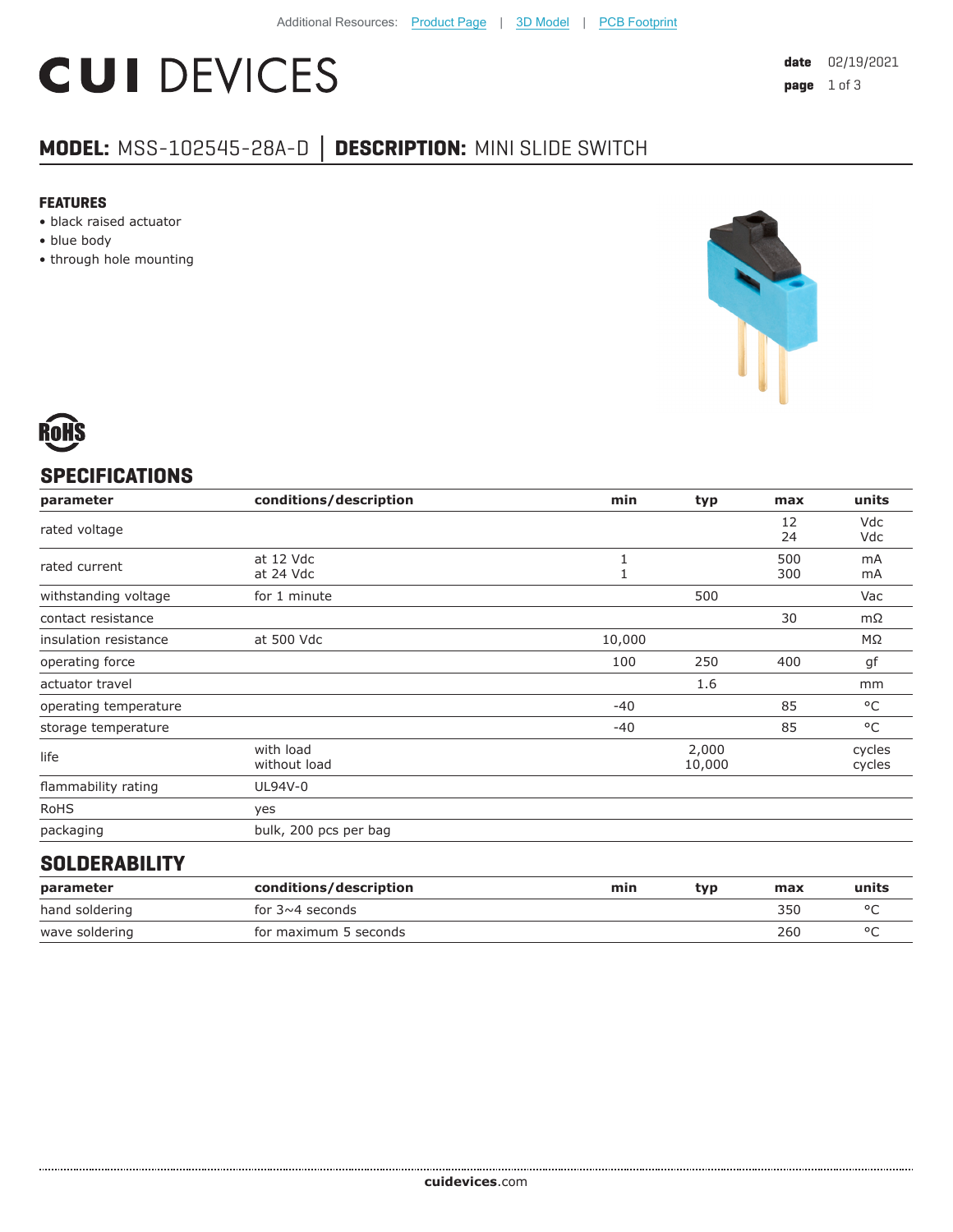Additional Resources: Product Page | 3D Model | PCB Footprint

# CUI DEVICES

**date** 02/19/2021

**MODEL:** MSS-102545-28A-D | **DESCRIPTION:** MINI SLIDE SWITCH

## FEATURES

- black raised actuator
- blue body
- through hole mounting

## SPECIFICATIONS

| parameter | conditions/description | min | typ | max | units |
|---|---|---|---|---|---|
| rated voltage | | | | 12<br>24 | Vdc<br>Vdc |
| rated current | at 12 Vdc<br>at 24 Vdc | 1<br>1 | | 500<br>300 | mA<br>mA |
| withstanding voltage | for 1 minute | | 500 | | Vac |
| contact resistance | | | | 30 | mΩ |
| insulation resistance | at 500 Vdc | 10,000 | | | MΩ |
| operating force | | 100 | 250 | 400 | gf |
| actuator travel | | | 1.6 | | mm |
| operating temperature | | -40 | | 85 | °C |
| storage temperature | | -40 | | 85 | °C |
| life | with load<br>without load | | 2,000<br>10,000 | | cycles<br>cycles |
| flammability rating | UL94V-0 | | | | |
| RoHS | yes | | | | |
| packaging | bulk, 200 pcs per bag | | | | |

## SOLDERABILITY

| parameter | conditions/description | min | typ | max | units |
|---|---|---|---|---|---|
| hand soldering | for 3~4 seconds | | | 350 | °C |
| wave soldering | for maximum 5 seconds | | | 260 | °C |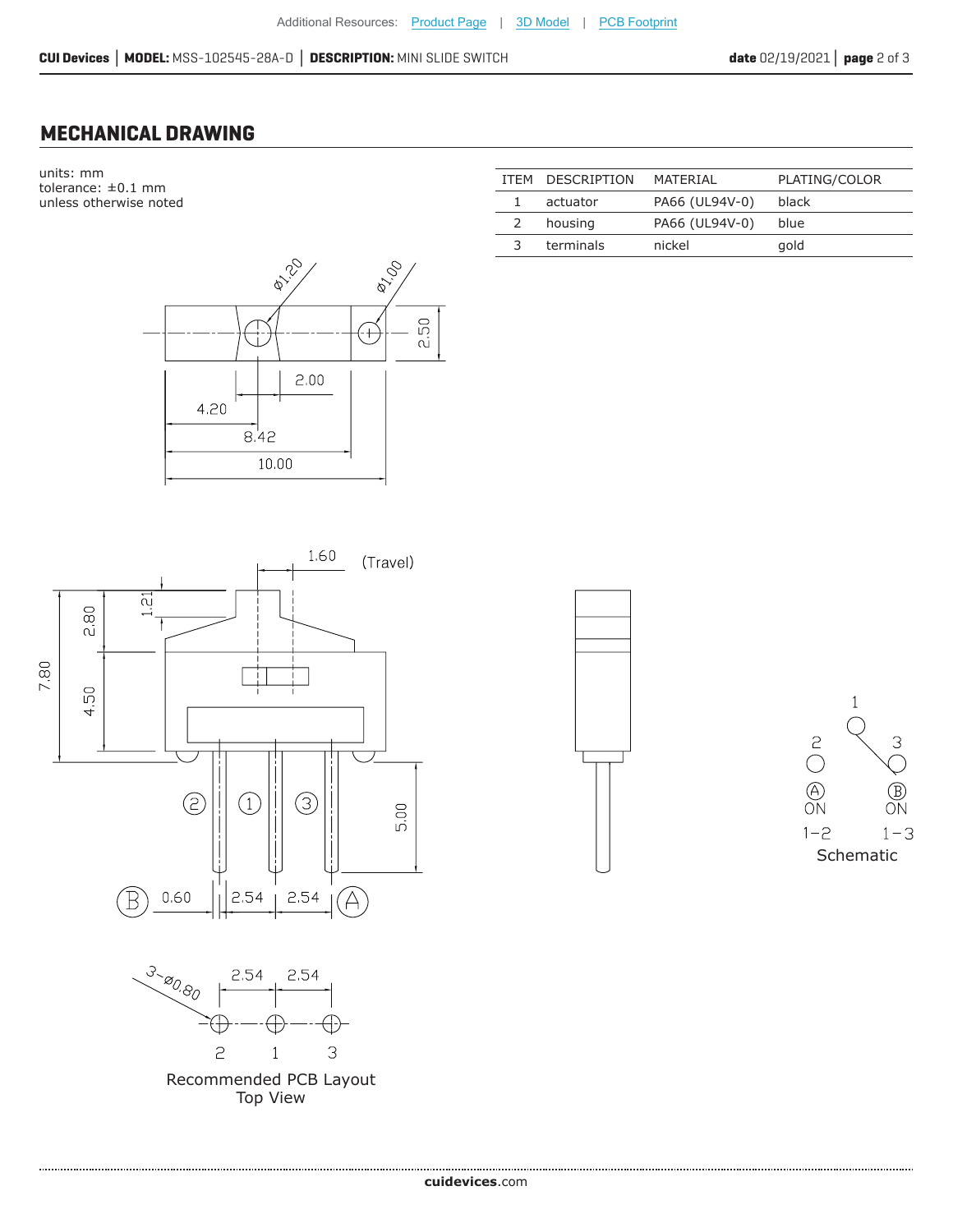## MECHANICAL DRAWING

units: mm
tolerance: ±0.1 mm
unless otherwise noted

| ITEM | DESCRIPTION | MATERIAL | PLATING/COLOR |
|---|---|---|---|
| 1 | actuator | PA66 (UL94V-0) | black |
| 2 | housing | PA66 (UL94V-0) | blue |
| 3 | terminals | nickel | gold |

Ø1.20 Ø1.00 2.50 2.00 4.20 8.42 10.00

1.60 (Travel) 1.21 2.80 7.80 4.50 5.00

2 1 3

B 0.60 2.54 2.54 A

1 2 3 A ON 1−2 B ON 1−3

Schematic

3−Ø0.80 2.54 2.54

2 1 3

Recommended PCB Layout
Top View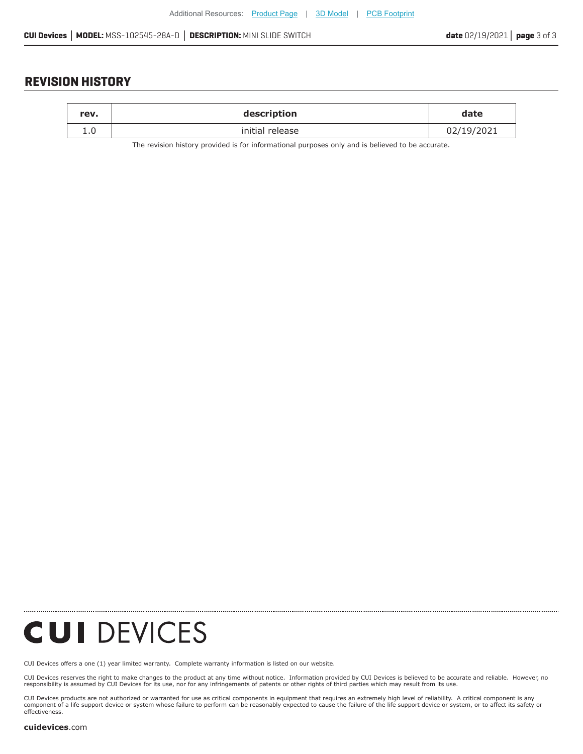## REVISION HISTORY

| rev. | description | date |
| --- | --- | --- |
| 1.0 | initial release | 02/19/2021 |

The revision history provided is for informational purposes only and is believed to be accurate.

CUI DEVICES

CUI Devices offers a one (1) year limited warranty. Complete warranty information is listed on our website.

CUI Devices reserves the right to make changes to the product at any time without notice. Information provided by CUI Devices is believed to be accurate and reliable. However, no responsibility is assumed by CUI Devices for its use, nor for any infringements of patents or other rights of third parties which may result from its use.

CUI Devices products are not authorized or warranted for use as critical components in equipment that requires an extremely high level of reliability. A critical component is any component of a life support device or system whose failure to perform can be reasonably expected to cause the failure of the life support device or system, or to affect its safety or effectiveness.

**cuidevices**.com